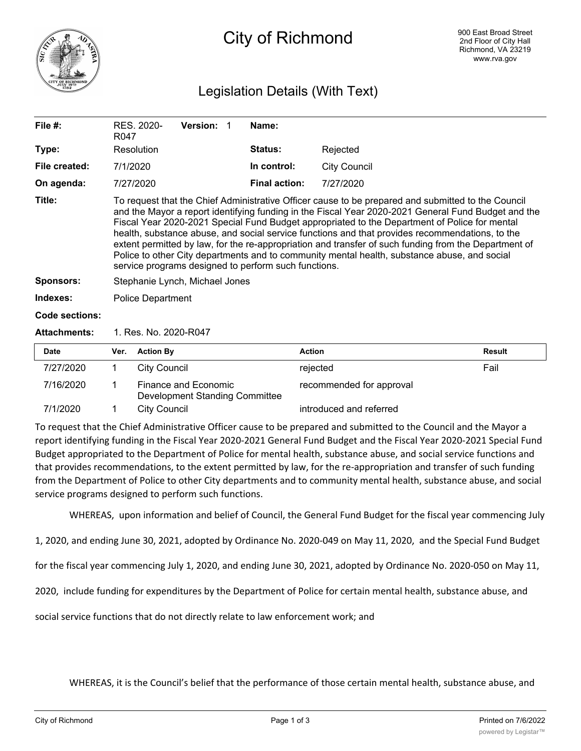# City of Richmond

900 East Broad Street
2nd Floor of City Hall
Richmond, VA 23219
www.rva.gov

## Legislation Details (With Text)

| | | | |
|---|---|---|---|
| **File #:** | RES. 2020-R047 **Version:** 1 | **Name:** | |
| **Type:** | Resolution | **Status:** | Rejected |
| **File created:** | 7/1/2020 | **In control:** | City Council |
| **On agenda:** | 7/27/2020 | **Final action:** | 7/27/2020 |

**Title:** To request that the Chief Administrative Officer cause to be prepared and submitted to the Council and the Mayor a report identifying funding in the Fiscal Year 2020-2021 General Fund Budget and the Fiscal Year 2020-2021 Special Fund Budget appropriated to the Department of Police for mental health, substance abuse, and social service functions and that provides recommendations, to the extent permitted by law, for the re-appropriation and transfer of such funding from the Department of Police to other City departments and to community mental health, substance abuse, and social service programs designed to perform such functions.

**Sponsors:** Stephanie Lynch, Michael Jones

**Indexes:** Police Department

**Code sections:**

**Attachments:** 1. Res. No. 2020-R047

| Date | Ver. | Action By | Action | Result |
|---|---|---|---|---|
| 7/27/2020 | 1 | City Council | rejected | Fail |
| 7/16/2020 | 1 | Finance and Economic Development Standing Committee | recommended for approval | |
| 7/1/2020 | 1 | City Council | introduced and referred | |

To request that the Chief Administrative Officer cause to be prepared and submitted to the Council and the Mayor a report identifying funding in the Fiscal Year 2020-2021 General Fund Budget and the Fiscal Year 2020-2021 Special Fund Budget appropriated to the Department of Police for mental health, substance abuse, and social service functions and that provides recommendations, to the extent permitted by law, for the re-appropriation and transfer of such funding from the Department of Police to other City departments and to community mental health, substance abuse, and social service programs designed to perform such functions.

WHEREAS, upon information and belief of Council, the General Fund Budget for the fiscal year commencing July 1, 2020, and ending June 30, 2021, adopted by Ordinance No. 2020-049 on May 11, 2020, and the Special Fund Budget for the fiscal year commencing July 1, 2020, and ending June 30, 2021, adopted by Ordinance No. 2020-050 on May 11, 2020, include funding for expenditures by the Department of Police for certain mental health, substance abuse, and social service functions that do not directly relate to law enforcement work; and

WHEREAS, it is the Council's belief that the performance of those certain mental health, substance abuse, and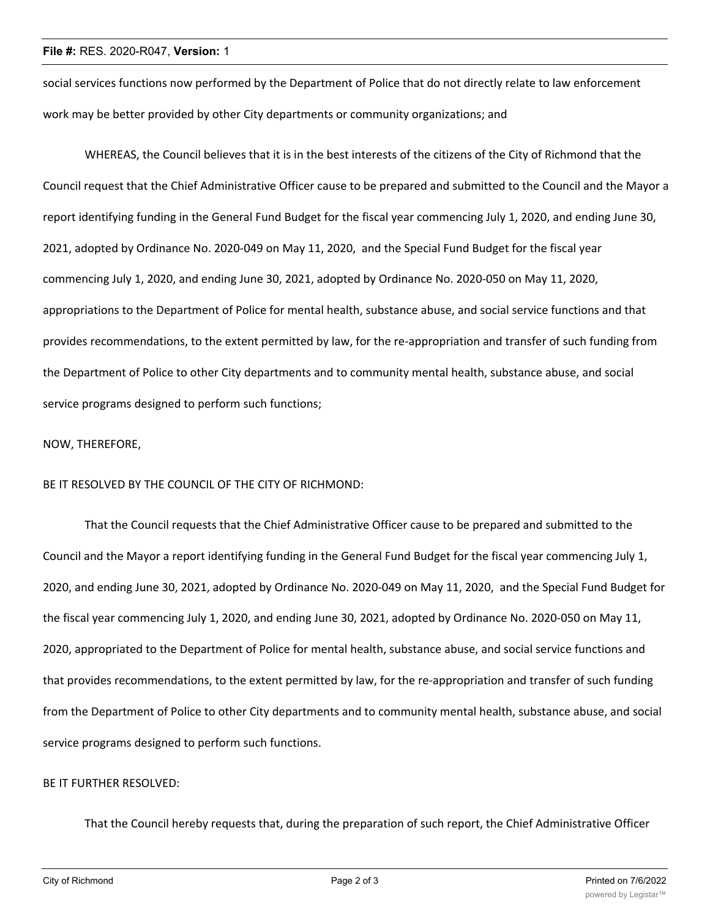social services functions now performed by the Department of Police that do not directly relate to law enforcement work may be better provided by other City departments or community organizations; and

WHEREAS, the Council believes that it is in the best interests of the citizens of the City of Richmond that the Council request that the Chief Administrative Officer cause to be prepared and submitted to the Council and the Mayor a report identifying funding in the General Fund Budget for the fiscal year commencing July 1, 2020, and ending June 30, 2021, adopted by Ordinance No. 2020-049 on May 11, 2020, and the Special Fund Budget for the fiscal year commencing July 1, 2020, and ending June 30, 2021, adopted by Ordinance No. 2020-050 on May 11, 2020, appropriations to the Department of Police for mental health, substance abuse, and social service functions and that provides recommendations, to the extent permitted by law, for the re-appropriation and transfer of such funding from the Department of Police to other City departments and to community mental health, substance abuse, and social service programs designed to perform such functions;

NOW, THEREFORE,

BE IT RESOLVED BY THE COUNCIL OF THE CITY OF RICHMOND:

That the Council requests that the Chief Administrative Officer cause to be prepared and submitted to the Council and the Mayor a report identifying funding in the General Fund Budget for the fiscal year commencing July 1, 2020, and ending June 30, 2021, adopted by Ordinance No. 2020-049 on May 11, 2020, and the Special Fund Budget for the fiscal year commencing July 1, 2020, and ending June 30, 2021, adopted by Ordinance No. 2020-050 on May 11, 2020, appropriated to the Department of Police for mental health, substance abuse, and social service functions and that provides recommendations, to the extent permitted by law, for the re-appropriation and transfer of such funding from the Department of Police to other City departments and to community mental health, substance abuse, and social service programs designed to perform such functions.

BE IT FURTHER RESOLVED:

That the Council hereby requests that, during the preparation of such report, the Chief Administrative Officer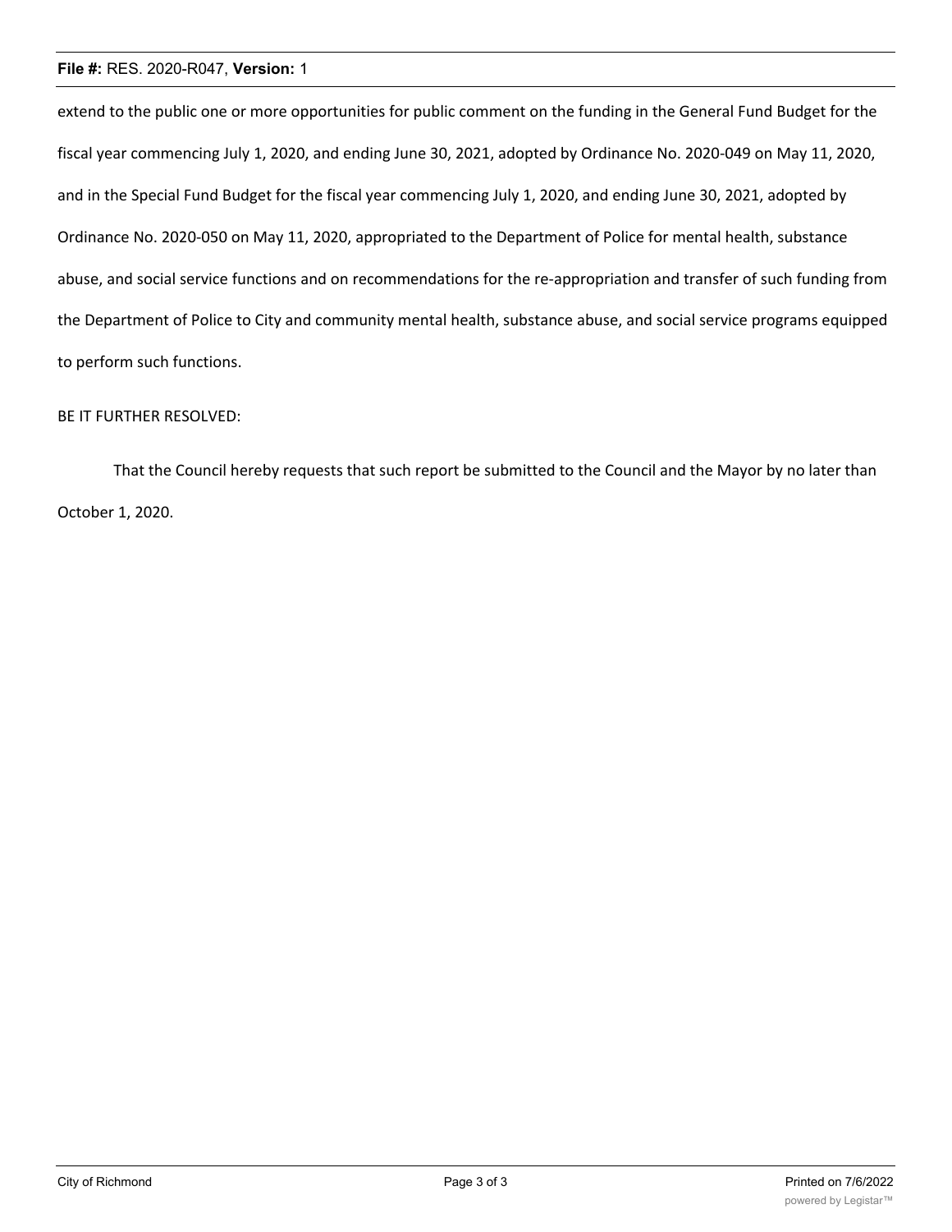extend to the public one or more opportunities for public comment on the funding in the General Fund Budget for the fiscal year commencing July 1, 2020, and ending June 30, 2021, adopted by Ordinance No. 2020-049 on May 11, 2020, and in the Special Fund Budget for the fiscal year commencing July 1, 2020, and ending June 30, 2021, adopted by Ordinance No. 2020-050 on May 11, 2020, appropriated to the Department of Police for mental health, substance abuse, and social service functions and on recommendations for the re-appropriation and transfer of such funding from the Department of Police to City and community mental health, substance abuse, and social service programs equipped to perform such functions.

BE IT FURTHER RESOLVED:

That the Council hereby requests that such report be submitted to the Council and the Mayor by no later than October 1, 2020.